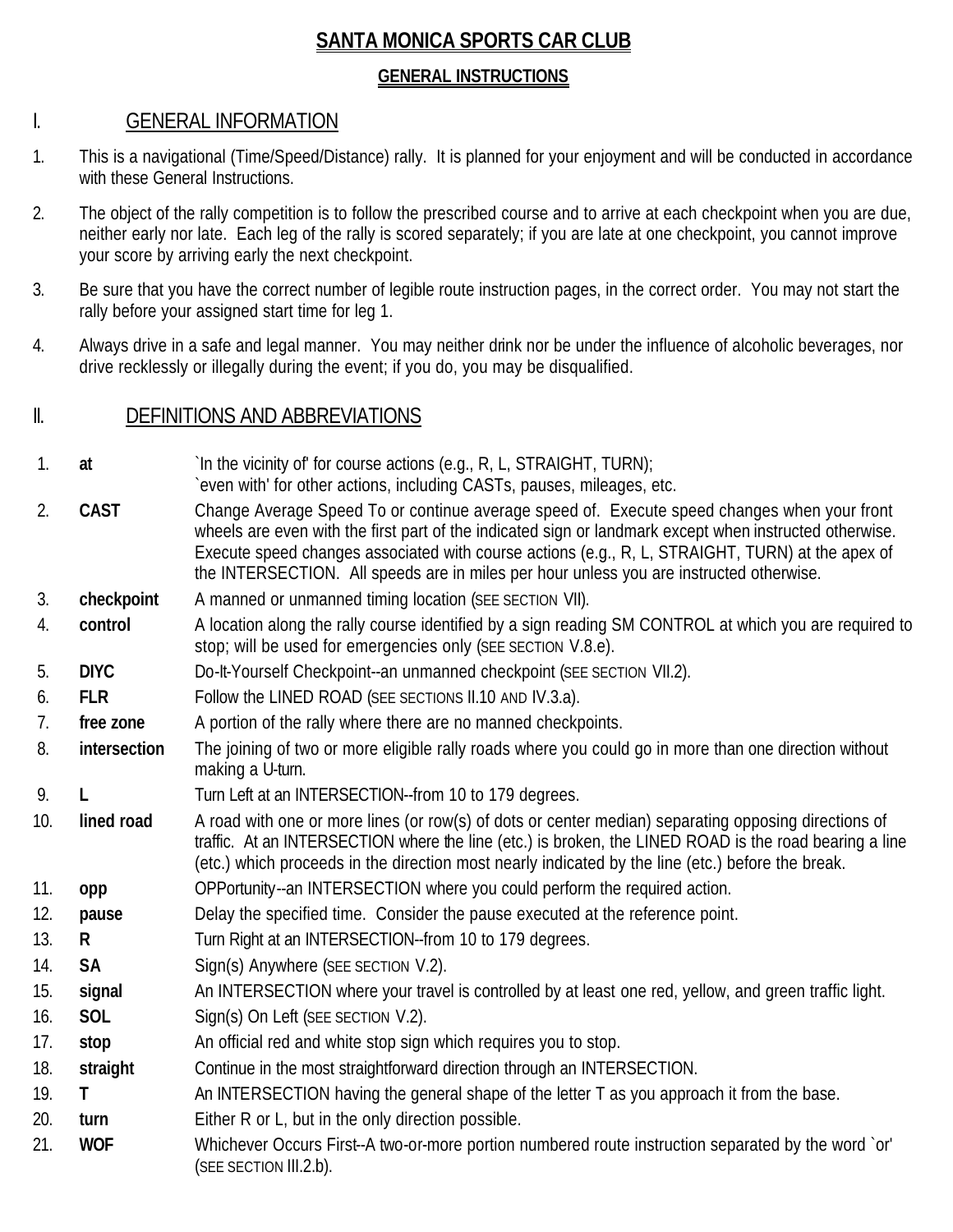# SANTA MONICA SPORTS CAR CLUB

## GENERAL INSTRUCTIONS

## I. GENERAL INFORMATION

1. This is a navigational (Time/Speed/Distance) rally. It is planned for your enjoyment and will be conducted in accordance with these General Instructions.

2. The object of the rally competition is to follow the prescribed course and to arrive at each checkpoint when you are due, neither early nor late. Each leg of the rally is scored separately; if you are late at one checkpoint, you cannot improve your score by arriving early the next checkpoint.

3. Be sure that you have the correct number of legible route instruction pages, in the correct order. You may not start the rally before your assigned start time for leg 1.

4. Always drive in a safe and legal manner. You may neither drink nor be under the influence of alcoholic beverages, nor drive recklessly or illegally during the event; if you do, you may be disqualified.

## II. DEFINITIONS AND ABBREVIATIONS

| | | |
|---|---|---|
| 1. | **at** | `In the vicinity of' for course actions (e.g., R, L, STRAIGHT, TURN); `even with' for other actions, including CASTs, pauses, mileages, etc. |
| 2. | **CAST** | Change Average Speed To or continue average speed of. Execute speed changes when your front wheels are even with the first part of the indicated sign or landmark except when instructed otherwise. Execute speed changes associated with course actions (e.g., R, L, STRAIGHT, TURN) at the apex of the INTERSECTION. All speeds are in miles per hour unless you are instructed otherwise. |
| 3. | **checkpoint** | A manned or unmanned timing location (SEE SECTION VII). |
| 4. | **control** | A location along the rally course identified by a sign reading SM CONTROL at which you are required to stop; will be used for emergencies only (SEE SECTION V.8.e). |
| 5. | **DIYC** | Do-It-Yourself Checkpoint--an unmanned checkpoint (SEE SECTION VII.2). |
| 6. | **FLR** | Follow the LINED ROAD (SEE SECTIONS II.10 AND IV.3.a). |
| 7. | **free zone** | A portion of the rally where there are no manned checkpoints. |
| 8. | **intersection** | The joining of two or more eligible rally roads where you could go in more than one direction without making a U-turn. |
| 9. | **L** | Turn Left at an INTERSECTION--from 10 to 179 degrees. |
| 10. | **lined road** | A road with one or more lines (or row(s) of dots or center median) separating opposing directions of traffic. At an INTERSECTION where the line (etc.) is broken, the LINED ROAD is the road bearing a line (etc.) which proceeds in the direction most nearly indicated by the line (etc.) before the break. |
| 11. | **opp** | OPPortunity--an INTERSECTION where you could perform the required action. |
| 12. | **pause** | Delay the specified time. Consider the pause executed at the reference point. |
| 13. | **R** | Turn Right at an INTERSECTION--from 10 to 179 degrees. |
| 14. | **SA** | Sign(s) Anywhere (SEE SECTION V.2). |
| 15. | **signal** | An INTERSECTION where your travel is controlled by at least one red, yellow, and green traffic light. |
| 16. | **SOL** | Sign(s) On Left (SEE SECTION V.2). |
| 17. | **stop** | An official red and white stop sign which requires you to stop. |
| 18. | **straight** | Continue in the most straightforward direction through an INTERSECTION. |
| 19. | **T** | An INTERSECTION having the general shape of the letter T as you approach it from the base. |
| 20. | **turn** | Either R or L, but in the only direction possible. |
| 21. | **WOF** | Whichever Occurs First--A two-or-more portion numbered route instruction separated by the word `or' (SEE SECTION III.2.b). |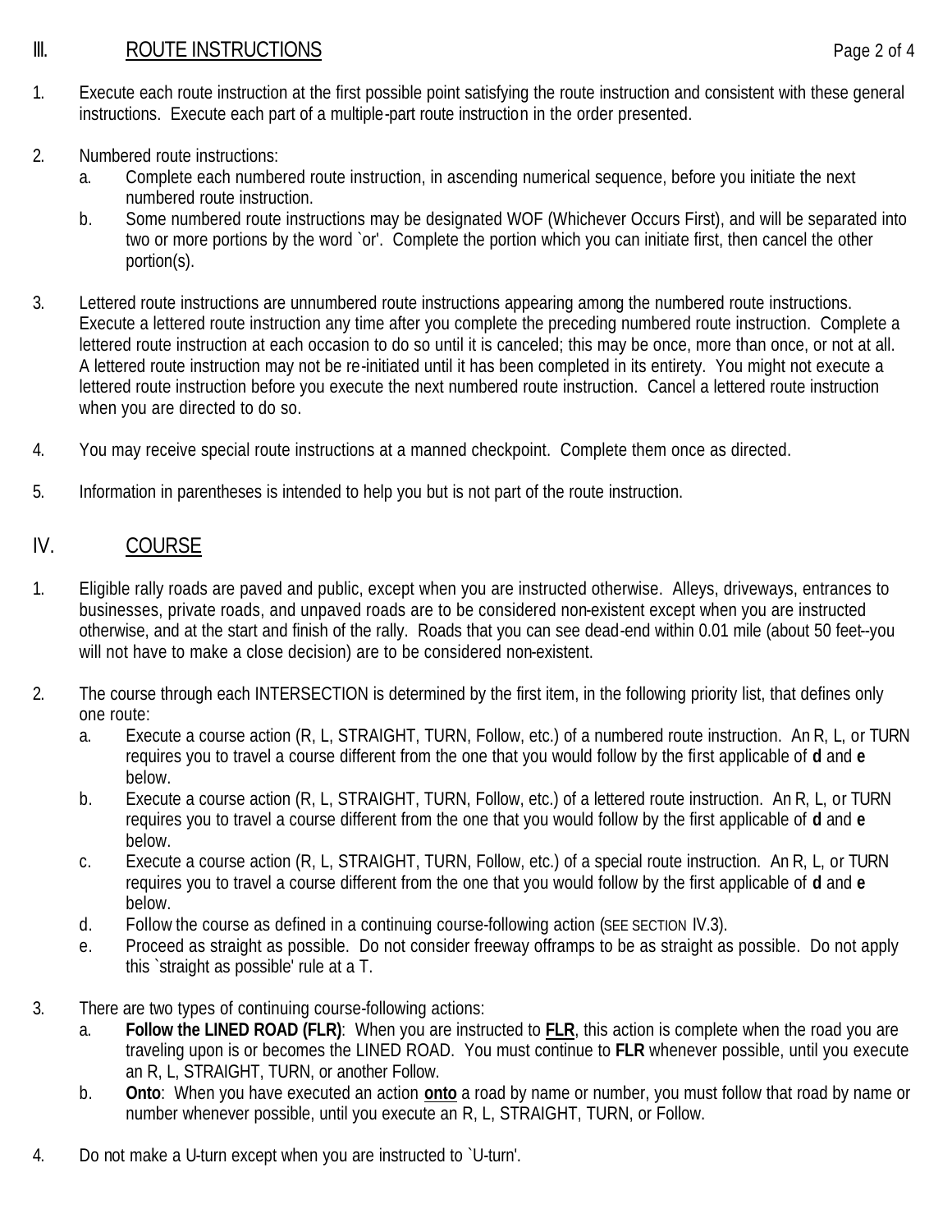## III. ROUTE INSTRUCTIONS

1. Execute each route instruction at the first possible point satisfying the route instruction and consistent with these general instructions. Execute each part of a multiple-part route instruction in the order presented.

2. Numbered route instructions:
   a. Complete each numbered route instruction, in ascending numerical sequence, before you initiate the next numbered route instruction.
   b. Some numbered route instructions may be designated WOF (Whichever Occurs First), and will be separated into two or more portions by the word `or'. Complete the portion which you can initiate first, then cancel the other portion(s).

3. Lettered route instructions are unnumbered route instructions appearing among the numbered route instructions. Execute a lettered route instruction any time after you complete the preceding numbered route instruction. Complete a lettered route instruction at each occasion to do so until it is canceled; this may be once, more than once, or not at all. A lettered route instruction may not be re-initiated until it has been completed in its entirety. You might not execute a lettered route instruction before you execute the next numbered route instruction. Cancel a lettered route instruction when you are directed to do so.

4. You may receive special route instructions at a manned checkpoint. Complete them once as directed.

5. Information in parentheses is intended to help you but is not part of the route instruction.

## IV. COURSE

1. Eligible rally roads are paved and public, except when you are instructed otherwise. Alleys, driveways, entrances to businesses, private roads, and unpaved roads are to be considered non-existent except when you are instructed otherwise, and at the start and finish of the rally. Roads that you can see dead-end within 0.01 mile (about 50 feet--you will not have to make a close decision) are to be considered non-existent.

2. The course through each INTERSECTION is determined by the first item, in the following priority list, that defines only one route:
   a. Execute a course action (R, L, STRAIGHT, TURN, Follow, etc.) of a numbered route instruction. An R, L, or TURN requires you to travel a course different from the one that you would follow by the first applicable of **d** and **e** below.
   b. Execute a course action (R, L, STRAIGHT, TURN, Follow, etc.) of a lettered route instruction. An R, L, or TURN requires you to travel a course different from the one that you would follow by the first applicable of **d** and **e** below.
   c. Execute a course action (R, L, STRAIGHT, TURN, Follow, etc.) of a special route instruction. An R, L, or TURN requires you to travel a course different from the one that you would follow by the first applicable of **d** and **e** below.
   d. Follow the course as defined in a continuing course-following action (SEE SECTION IV.3).
   e. Proceed as straight as possible. Do not consider freeway offramps to be as straight as possible. Do not apply this `straight as possible' rule at a T.

3. There are two types of continuing course-following actions:
   a. **Follow the LINED ROAD (FLR)**: When you are instructed to **FLR**, this action is complete when the road you are traveling upon is or becomes the LINED ROAD. You must continue to **FLR** whenever possible, until you execute an R, L, STRAIGHT, TURN, or another Follow.
   b. **Onto**: When you have executed an action **onto** a road by name or number, you must follow that road by name or number whenever possible, until you execute an R, L, STRAIGHT, TURN, or Follow.

4. Do not make a U-turn except when you are instructed to `U-turn'.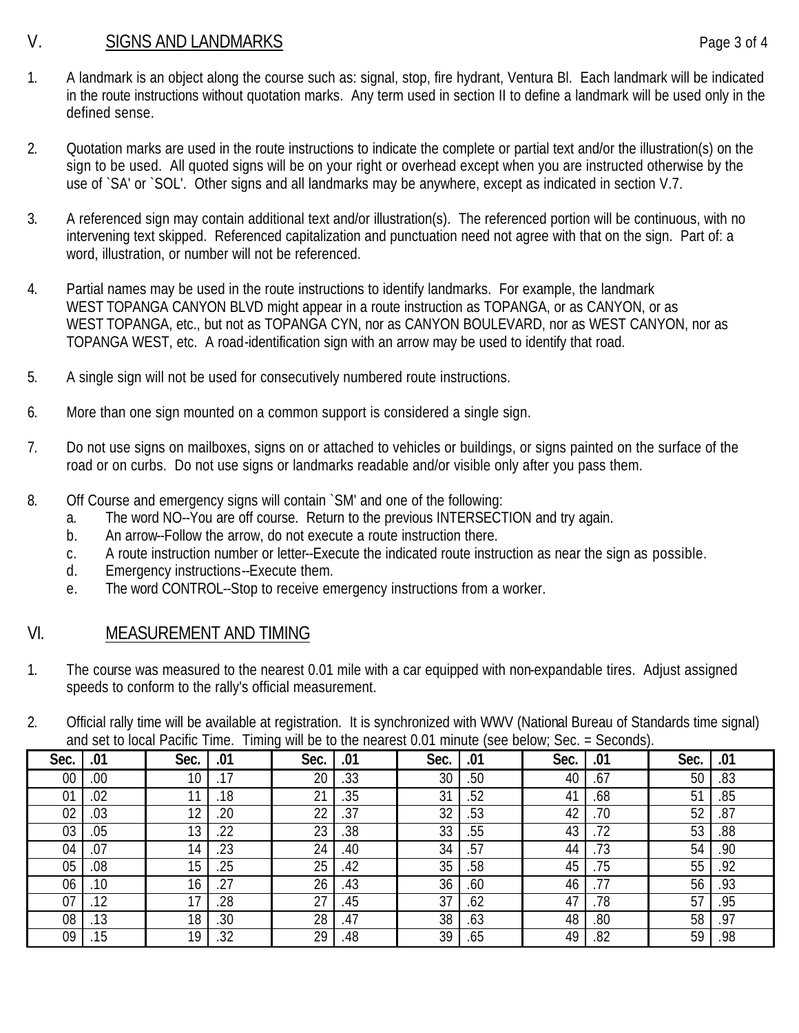## V. SIGNS AND LANDMARKS

1. A landmark is an object along the course such as: signal, stop, fire hydrant, Ventura Bl. Each landmark will be indicated in the route instructions without quotation marks. Any term used in section II to define a landmark will be used only in the defined sense.

2. Quotation marks are used in the route instructions to indicate the complete or partial text and/or the illustration(s) on the sign to be used. All quoted signs will be on your right or overhead except when you are instructed otherwise by the use of `SA' or `SOL'. Other signs and all landmarks may be anywhere, except as indicated in section V.7.

3. A referenced sign may contain additional text and/or illustration(s). The referenced portion will be continuous, with no intervening text skipped. Referenced capitalization and punctuation need not agree with that on the sign. Part of: a word, illustration, or number will not be referenced.

4. Partial names may be used in the route instructions to identify landmarks. For example, the landmark WEST TOPANGA CANYON BLVD might appear in a route instruction as TOPANGA, or as CANYON, or as WEST TOPANGA, etc., but not as TOPANGA CYN, nor as CANYON BOULEVARD, nor as WEST CANYON, nor as TOPANGA WEST, etc. A road-identification sign with an arrow may be used to identify that road.

5. A single sign will not be used for consecutively numbered route instructions.

6. More than one sign mounted on a common support is considered a single sign.

7. Do not use signs on mailboxes, signs on or attached to vehicles or buildings, or signs painted on the surface of the road or on curbs. Do not use signs or landmarks readable and/or visible only after you pass them.

8. Off Course and emergency signs will contain `SM' and one of the following:
   a. The word NO--You are off course. Return to the previous INTERSECTION and try again.
   b. An arrow--Follow the arrow, do not execute a route instruction there.
   c. A route instruction number or letter--Execute the indicated route instruction as near the sign as possible.
   d. Emergency instructions--Execute them.
   e. The word CONTROL--Stop to receive emergency instructions from a worker.

## VI. MEASUREMENT AND TIMING

1. The course was measured to the nearest 0.01 mile with a car equipped with non-expandable tires. Adjust assigned speeds to conform to the rally's official measurement.

2. Official rally time will be available at registration. It is synchronized with WWV (National Bureau of Standards time signal) and set to local Pacific Time. Timing will be to the nearest 0.01 minute (see below; Sec. = Seconds).

| Sec. | .01 | Sec. | .01 | Sec. | .01 | Sec. | .01 | Sec. | .01 | Sec. | .01 |
|---|---|---|---|---|---|---|---|---|---|---|---|
| 00 | .00 | 10 | .17 | 20 | .33 | 30 | .50 | 40 | .67 | 50 | .83 |
| 01 | .02 | 11 | .18 | 21 | .35 | 31 | .52 | 41 | .68 | 51 | .85 |
| 02 | .03 | 12 | .20 | 22 | .37 | 32 | .53 | 42 | .70 | 52 | .87 |
| 03 | .05 | 13 | .22 | 23 | .38 | 33 | .55 | 43 | .72 | 53 | .88 |
| 04 | .07 | 14 | .23 | 24 | .40 | 34 | .57 | 44 | .73 | 54 | .90 |
| 05 | .08 | 15 | .25 | 25 | .42 | 35 | .58 | 45 | .75 | 55 | .92 |
| 06 | .10 | 16 | .27 | 26 | .43 | 36 | .60 | 46 | .77 | 56 | .93 |
| 07 | .12 | 17 | .28 | 27 | .45 | 37 | .62 | 47 | .78 | 57 | .95 |
| 08 | .13 | 18 | .30 | 28 | .47 | 38 | .63 | 48 | .80 | 58 | .97 |
| 09 | .15 | 19 | .32 | 29 | .48 | 39 | .65 | 49 | .82 | 59 | .98 |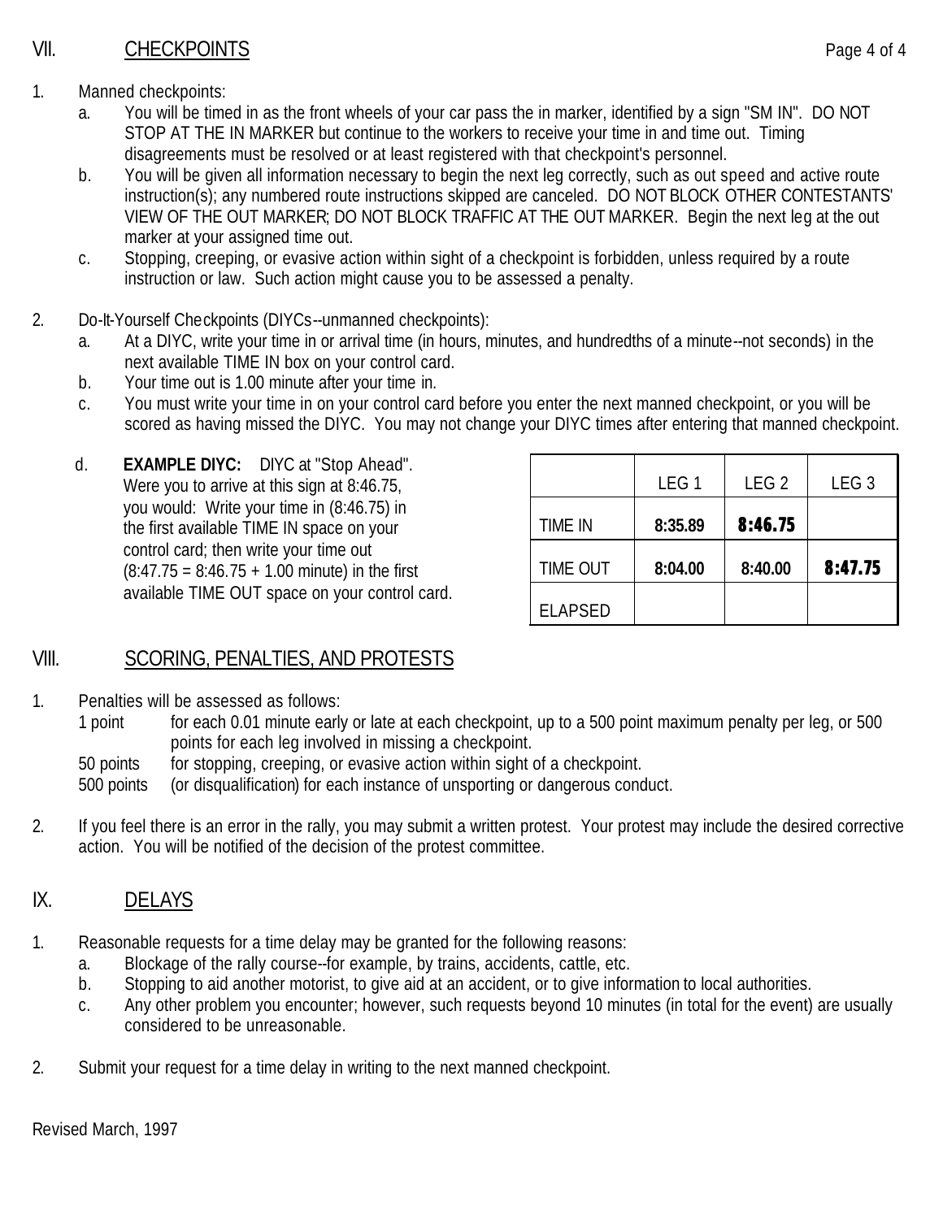## VII. CHECKPOINTS

1. Manned checkpoints:
   a. You will be timed in as the front wheels of your car pass the in marker, identified by a sign "SM IN". DO NOT STOP AT THE IN MARKER but continue to the workers to receive your time in and time out. Timing disagreements must be resolved or at least registered with that checkpoint's personnel.
   b. You will be given all information necessary to begin the next leg correctly, such as out speed and active route instruction(s); any numbered route instructions skipped are canceled. DO NOT BLOCK OTHER CONTESTANTS' VIEW OF THE OUT MARKER; DO NOT BLOCK TRAFFIC AT THE OUT MARKER. Begin the next leg at the out marker at your assigned time out.
   c. Stopping, creeping, or evasive action within sight of a checkpoint is forbidden, unless required by a route instruction or law. Such action might cause you to be assessed a penalty.

2. Do-It-Yourself Checkpoints (DIYCs--unmanned checkpoints):
   a. At a DIYC, write your time in or arrival time (in hours, minutes, and hundredths of a minute--not seconds) in the next available TIME IN box on your control card.
   b. Your time out is 1.00 minute after your time in.
   c. You must write your time in on your control card before you enter the next manned checkpoint, or you will be scored as having missed the DIYC. You may not change your DIYC times after entering that manned checkpoint.
   d. **EXAMPLE DIYC:** DIYC at "Stop Ahead". Were you to arrive at this sign at 8:46.75, you would: Write your time in (8:46.75) in the first available TIME IN space on your control card; then write your time out (8:47.75 = 8:46.75 + 1.00 minute) in the first available TIME OUT space on your control card.

| | LEG 1 | LEG 2 | LEG 3 |
|---|---|---|---|
| TIME IN | 8:35.89 | **8:46.75** | |
| TIME OUT | 8:04.00 | 8:40.00 | **8:47.75** |
| ELAPSED | | | |

## VIII. SCORING, PENALTIES, AND PROTESTS

1. Penalties will be assessed as follows:
   - 1 point — for each 0.01 minute early or late at each checkpoint, up to a 500 point maximum penalty per leg, or 500 points for each leg involved in missing a checkpoint.
   - 50 points — for stopping, creeping, or evasive action within sight of a checkpoint.
   - 500 points — (or disqualification) for each instance of unsporting or dangerous conduct.

2. If you feel there is an error in the rally, you may submit a written protest. Your protest may include the desired corrective action. You will be notified of the decision of the protest committee.

## IX. DELAYS

1. Reasonable requests for a time delay may be granted for the following reasons:
   a. Blockage of the rally course--for example, by trains, accidents, cattle, etc.
   b. Stopping to aid another motorist, to give aid at an accident, or to give information to local authorities.
   c. Any other problem you encounter; however, such requests beyond 10 minutes (in total for the event) are usually considered to be unreasonable.

2. Submit your request for a time delay in writing to the next manned checkpoint.

Revised March, 1997